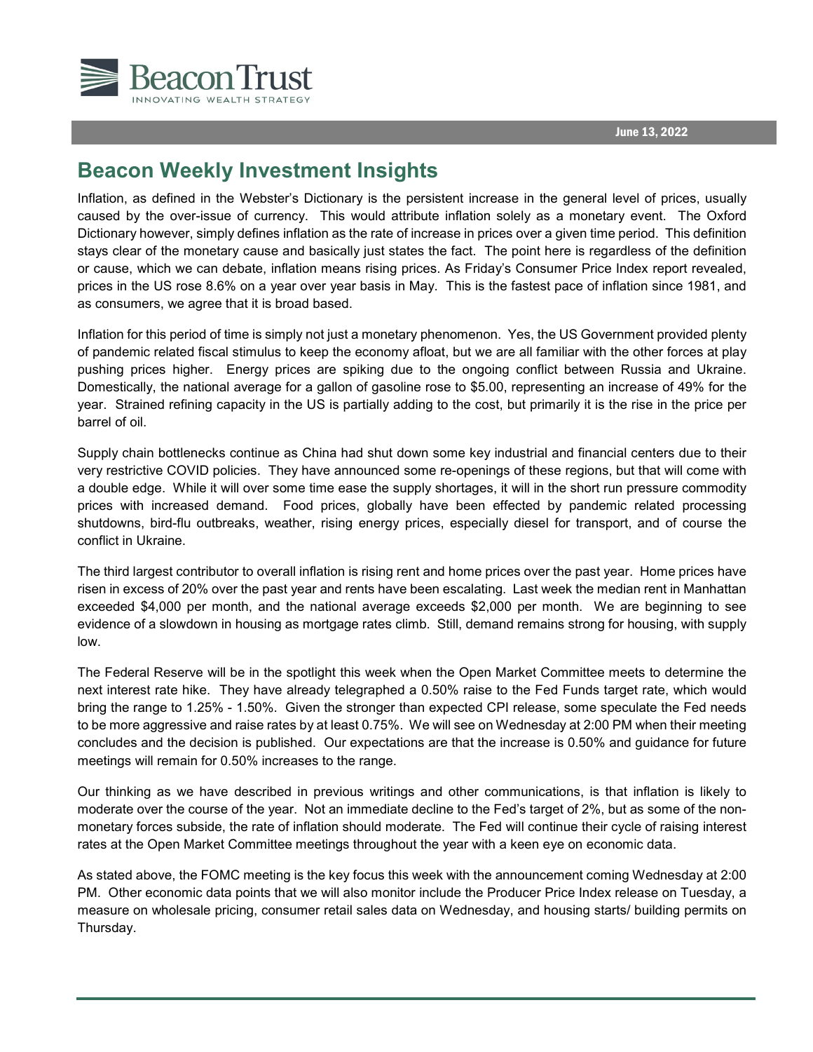Beacon Trust

INNOVATING WEALTH STRATEGY

June 13, 2022

# Beacon Weekly Investment Insights

Inflation, as defined in the Webster's Dictionary is the persistent increase in the general level of prices, usually caused by the over-issue of currency. This would attribute inflation solely as a monetary event. The Oxford Dictionary however, simply defines inflation as the rate of increase in prices over a given time period. This definition stays clear of the monetary cause and basically just states the fact. The point here is regardless of the definition or cause, which we can debate, inflation means rising prices. As Friday's Consumer Price Index report revealed, prices in the US rose 8.6% on a year over year basis in May. This is the fastest pace of inflation since 1981, and as consumers, we agree that it is broad based.

Inflation for this period of time is simply not just a monetary phenomenon. Yes, the US Government provided plenty of pandemic related fiscal stimulus to keep the economy afloat, but we are all familiar with the other forces at play pushing prices higher. Energy prices are spiking due to the ongoing conflict between Russia and Ukraine. Domestically, the national average for a gallon of gasoline rose to $5.00, representing an increase of 49% for the year. Strained refining capacity in the US is partially adding to the cost, but primarily it is the rise in the price per barrel of oil.

Supply chain bottlenecks continue as China had shut down some key industrial and financial centers due to their very restrictive COVID policies. They have announced some re-openings of these regions, but that will come with a double edge. While it will over some time ease the supply shortages, it will in the short run pressure commodity prices with increased demand. Food prices, globally have been effected by pandemic related processing shutdowns, bird-flu outbreaks, weather, rising energy prices, especially diesel for transport, and of course the conflict in Ukraine.

The third largest contributor to overall inflation is rising rent and home prices over the past year. Home prices have risen in excess of 20% over the past year and rents have been escalating. Last week the median rent in Manhattan exceeded $4,000 per month, and the national average exceeds $2,000 per month. We are beginning to see evidence of a slowdown in housing as mortgage rates climb. Still, demand remains strong for housing, with supply low.

The Federal Reserve will be in the spotlight this week when the Open Market Committee meets to determine the next interest rate hike. They have already telegraphed a 0.50% raise to the Fed Funds target rate, which would bring the range to 1.25% - 1.50%. Given the stronger than expected CPI release, some speculate the Fed needs to be more aggressive and raise rates by at least 0.75%. We will see on Wednesday at 2:00 PM when their meeting concludes and the decision is published. Our expectations are that the increase is 0.50% and guidance for future meetings will remain for 0.50% increases to the range.

Our thinking as we have described in previous writings and other communications, is that inflation is likely to moderate over the course of the year. Not an immediate decline to the Fed's target of 2%, but as some of the non-monetary forces subside, the rate of inflation should moderate. The Fed will continue their cycle of raising interest rates at the Open Market Committee meetings throughout the year with a keen eye on economic data.

As stated above, the FOMC meeting is the key focus this week with the announcement coming Wednesday at 2:00 PM. Other economic data points that we will also monitor include the Producer Price Index release on Tuesday, a measure on wholesale pricing, consumer retail sales data on Wednesday, and housing starts/ building permits on Thursday.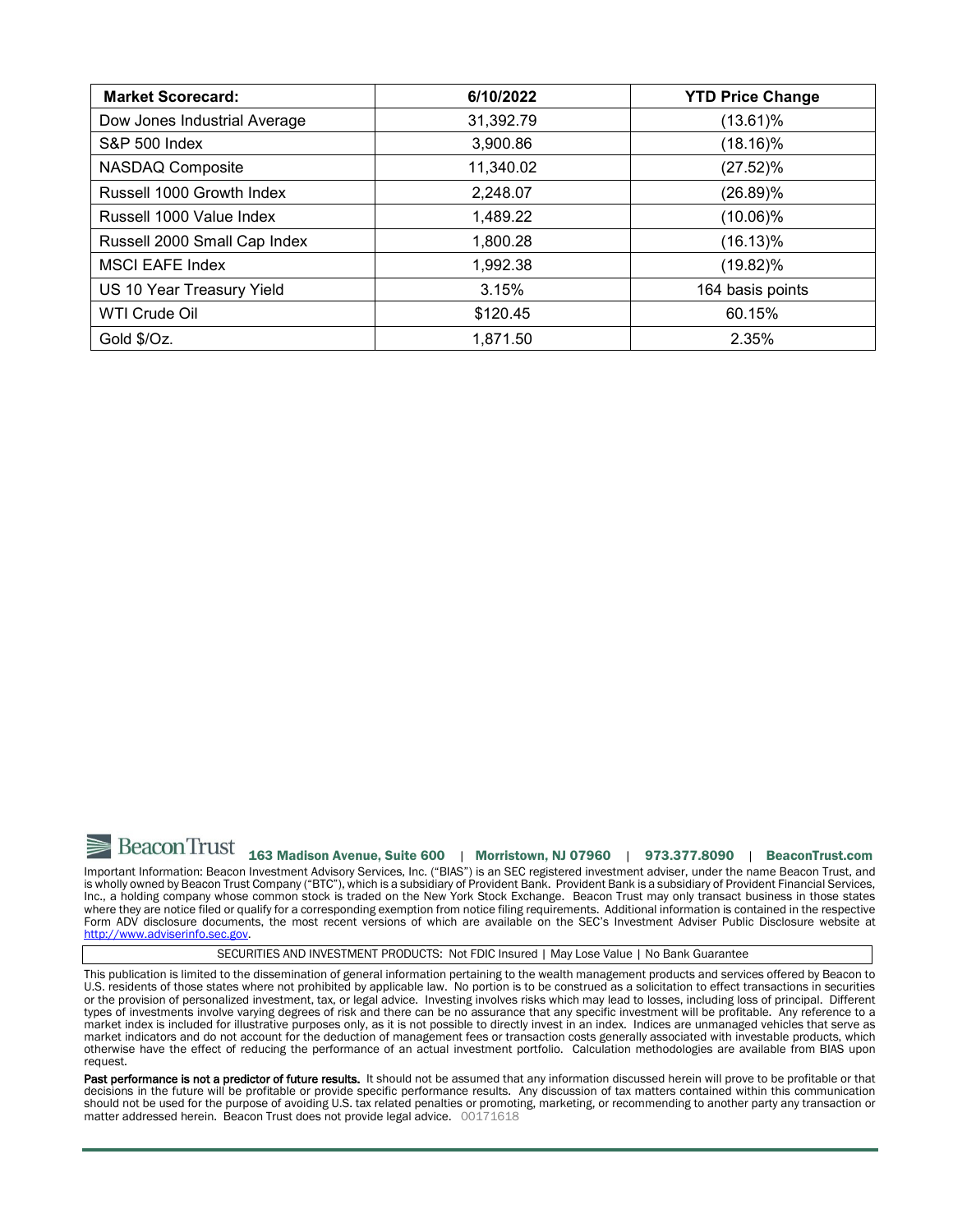| Market Scorecard: | 6/10/2022 | YTD Price Change |
|---|---|---|
| Dow Jones Industrial Average | 31,392.79 | (13.61)% |
| S&P 500 Index | 3,900.86 | (18.16)% |
| NASDAQ Composite | 11,340.02 | (27.52)% |
| Russell 1000 Growth Index | 2,248.07 | (26.89)% |
| Russell 1000 Value Index | 1,489.22 | (10.06)% |
| Russell 2000 Small Cap Index | 1,800.28 | (16.13)% |
| MSCI EAFE Index | 1,992.38 | (19.82)% |
| US 10 Year Treasury Yield | 3.15% | 164 basis points |
| WTI Crude Oil | $120.45 | 60.15% |
| Gold $/Oz. | 1,871.50 | 2.35% |

**Beacon Trust** 163 Madison Avenue, Suite 600 | Morristown, NJ 07960 | 973.377.8090 | BeaconTrust.com

Important Information: Beacon Investment Advisory Services, Inc. ("BIAS") is an SEC registered investment adviser, under the name Beacon Trust, and is wholly owned by Beacon Trust Company ("BTC"), which is a subsidiary of Provident Bank. Provident Bank is a subsidiary of Provident Financial Services, Inc., a holding company whose common stock is traded on the New York Stock Exchange. Beacon Trust may only transact business in those states where they are notice filed or qualify for a corresponding exemption from notice filing requirements. Additional information is contained in the respective Form ADV disclosure documents, the most recent versions of which are available on the SEC's Investment Adviser Public Disclosure website at http://www.adviserinfo.sec.gov.

SECURITIES AND INVESTMENT PRODUCTS: Not FDIC Insured | May Lose Value | No Bank Guarantee

This publication is limited to the dissemination of general information pertaining to the wealth management products and services offered by Beacon to U.S. residents of those states where not prohibited by applicable law. No portion is to be construed as a solicitation to effect transactions in securities or the provision of personalized investment, tax, or legal advice. Investing involves risks which may lead to losses, including loss of principal. Different types of investments involve varying degrees of risk and there can be no assurance that any specific investment will be profitable. Any reference to a market index is included for illustrative purposes only, as it is not possible to directly invest in an index. Indices are unmanaged vehicles that serve as market indicators and do not account for the deduction of management fees or transaction costs generally associated with investable products, which otherwise have the effect of reducing the performance of an actual investment portfolio. Calculation methodologies are available from BIAS upon request.

**Past performance is not a predictor of future results.** It should not be assumed that any information discussed herein will prove to be profitable or that decisions in the future will be profitable or provide specific performance results. Any discussion of tax matters contained within this communication should not be used for the purpose of avoiding U.S. tax related penalties or promoting, marketing, or recommending to another party any transaction or matter addressed herein. Beacon Trust does not provide legal advice. 00171618